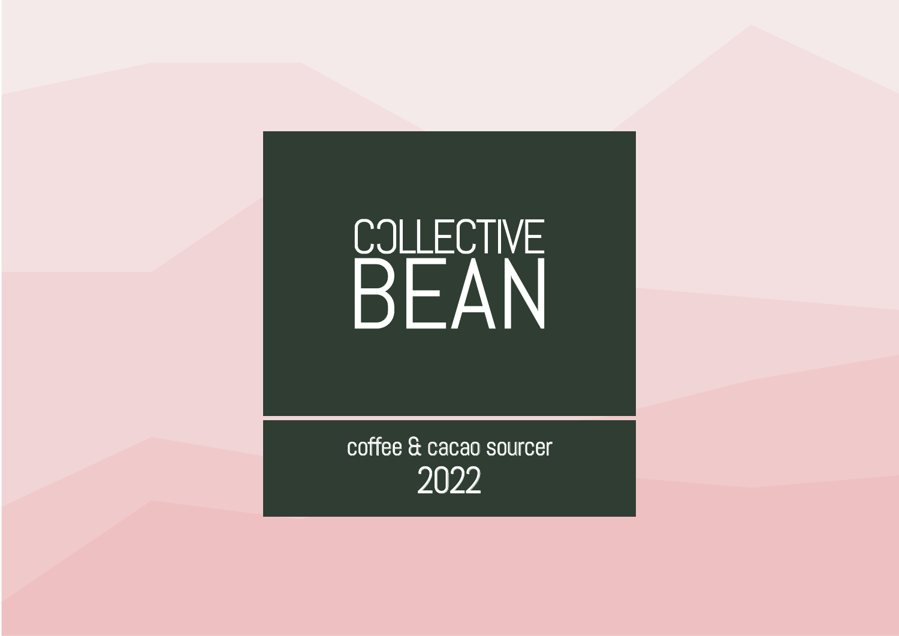# COLLECTIVE BEAN

coffee & cacao sourcer

2022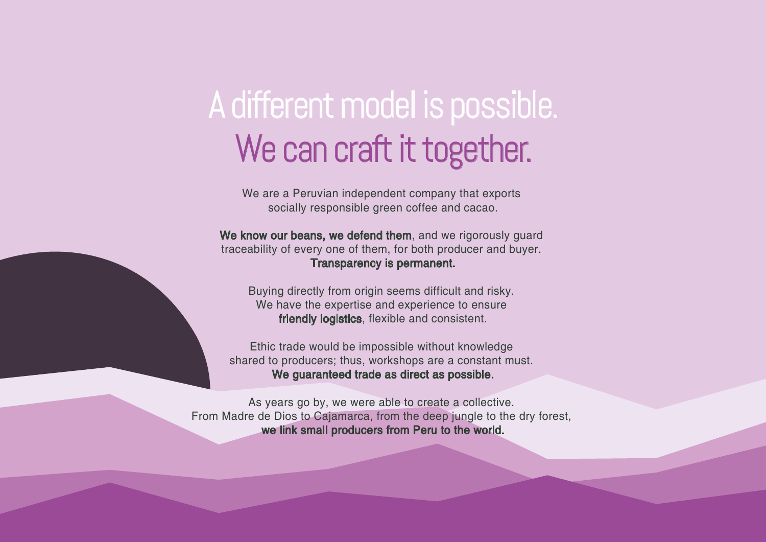# A different model is possible.
# We can craft it together.

We are a Peruvian independent company that exports socially responsible green coffee and cacao.

**We know our beans, we defend them**, and we rigorously guard traceability of every one of them, for both producer and buyer. **Transparency is permanent.**

Buying directly from origin seems difficult and risky. We have the expertise and experience to ensure **friendly logistics**, flexible and consistent.

Ethic trade would be impossible without knowledge shared to producers; thus, workshops are a constant must. **We guaranteed trade as direct as possible.**

As years go by, we were able to create a collective. From Madre de Dios to Cajamarca, from the deep jungle to the dry forest, **we link small producers from Peru to the world.**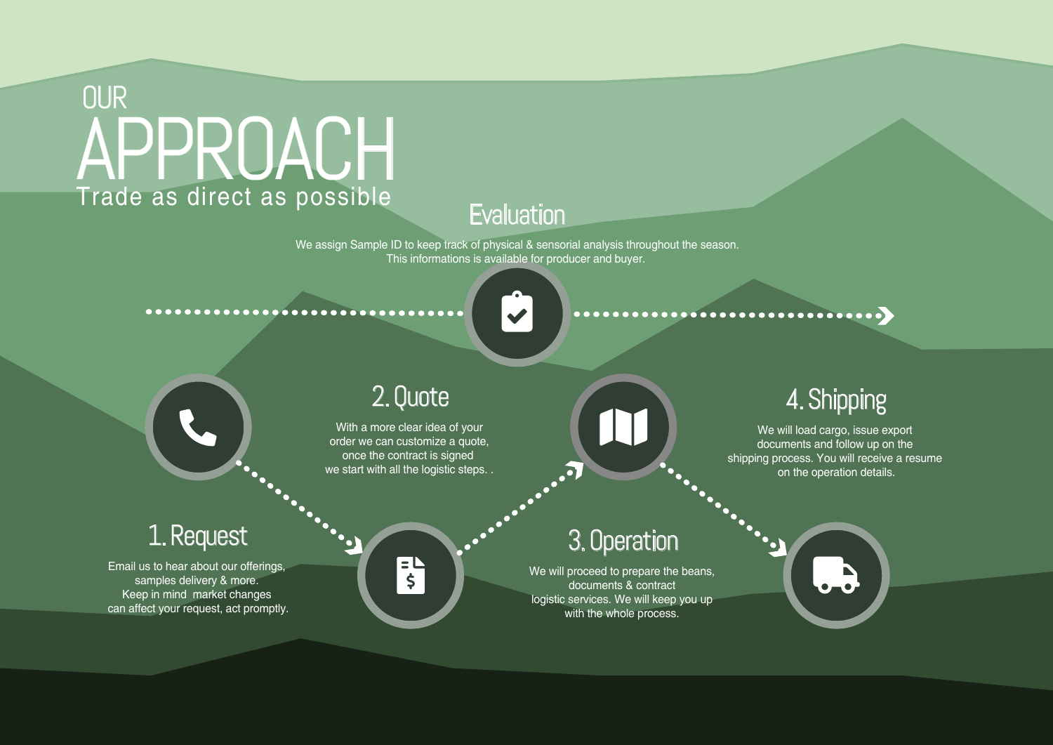# OUR APPROACH

Trade as direct as possible

## Evaluation

We assign Sample ID to keep track of physical & sensorial analysis throughout the season. This informations is available for producer and buyer.

## 1. Request

Email us to hear about our offerings, samples delivery & more. Keep in mind market changes can affect your request, act promptly.

## 2. Quote

With a more clear idea of your order we can customize a quote, once the contract is signed we start with all the logistic steps. .

## 3. Operation

We will proceed to prepare the beans, documents & contract logistic services. We will keep you up with the whole process.

## 4. Shipping

We will load cargo, issue export documents and follow up on the shipping process. You will receive a resume on the operation details.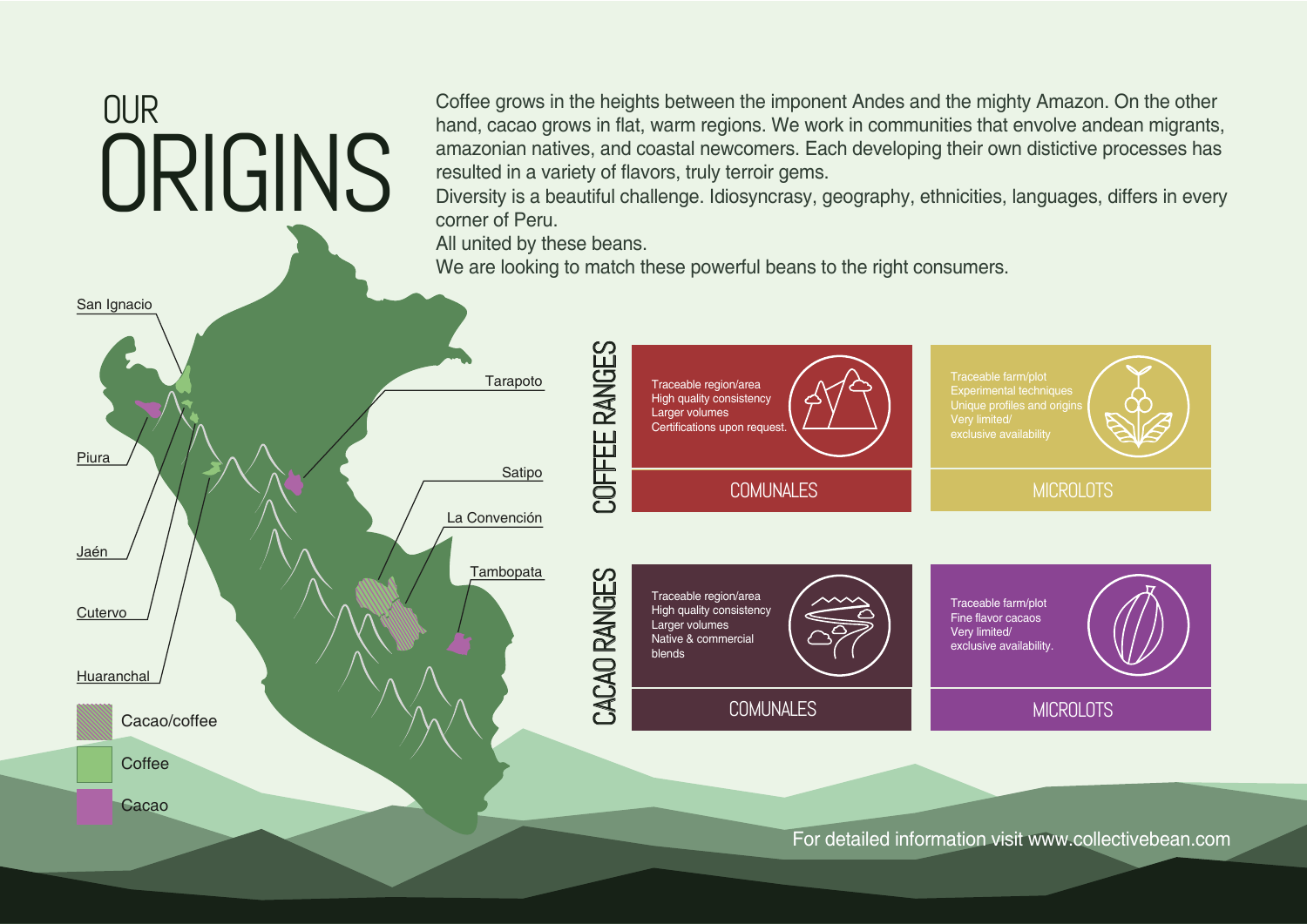# OUR ORIGINS

Coffee grows in the heights between the imponent Andes and the mighty Amazon. On the other hand, cacao grows in flat, warm regions. We work in communities that envolve andean migrants, amazonian natives, and coastal newcomers. Each developing their own distictive processes has resulted in a variety of flavors, truly terroir gems.
Diversity is a beautiful challenge. Idiosyncrasy, geography, ethnicities, languages, differs in every corner of Peru.
All united by these beans.
We are looking to match these powerful beans to the right consumers.

San Ignacio
Piura
Jaén
Cutervo
Huaranchal
Tarapoto
Satipo
La Convención
Tambopata

- Cacao/coffee
- Coffee
- Cacao

## COFFEE RANGES

### COMUNALES

- Traceable region/area
- High quality consistency
- Larger volumes
- Certifications upon request.

### MICROLOTS

- Traceable farm/plot
- Experimental techniques
- Unique profiles and origins
- Very limited/ exclusive availability

## CACAO RANGES

### COMUNALES

- Traceable region/area
- High quality consistency
- Larger volumes
- Native & commercial blends

### MICROLOTS

- Traceable farm/plot
- Fine flavor cacaos
- Very limited/ exclusive availability.

For detailed information visit www.collectivebean.com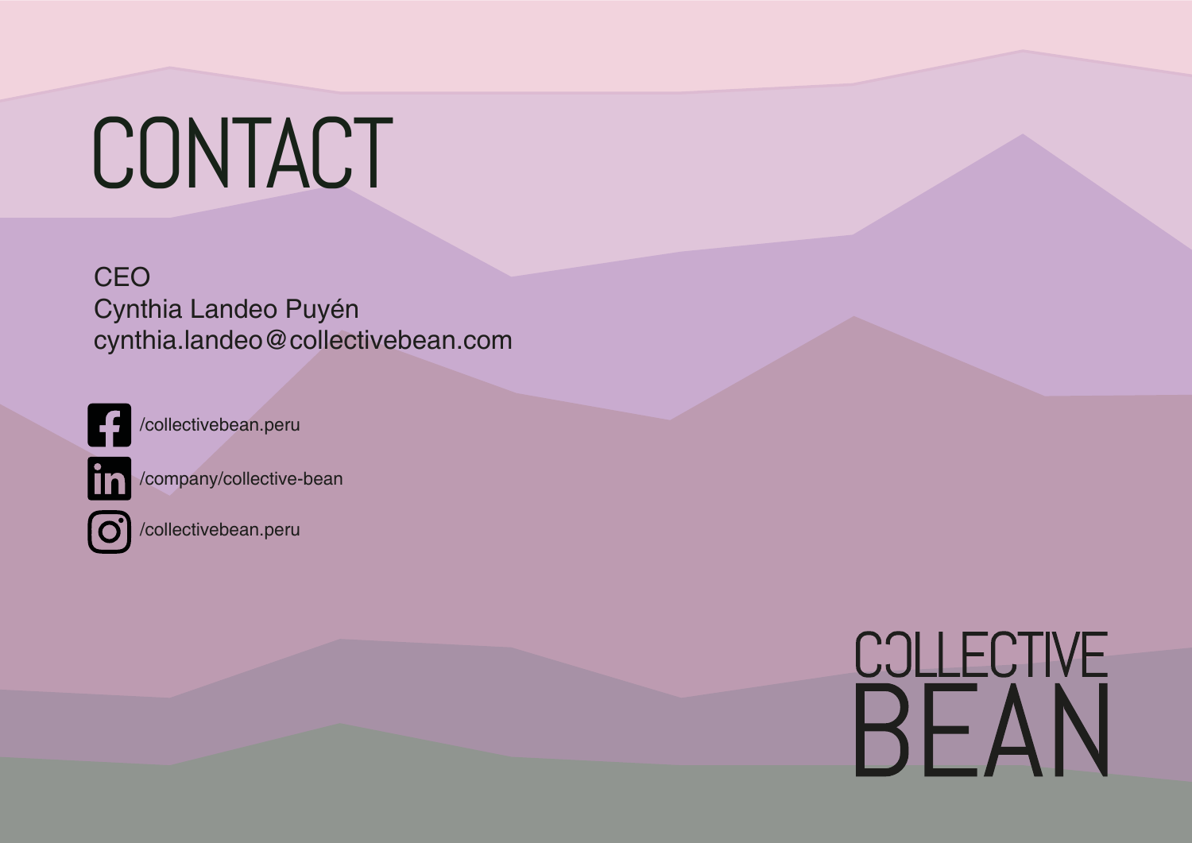# CONTACT

CEO
Cynthia Landeo Puyén
cynthia.landeo@collectivebean.com

/collectivebean.peru

/company/collective-bean

/collectivebean.peru

COLLECTIVE
BEAN